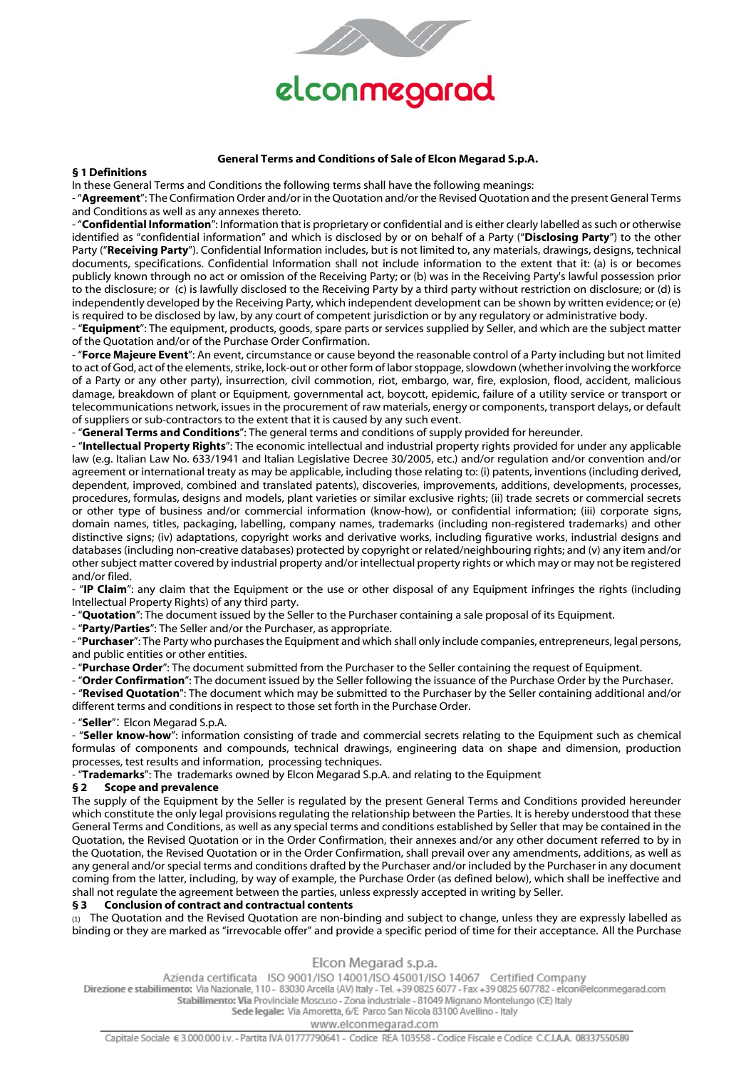**General Terms and Conditions of Sale of Elcon Megarad S.p.A.**

## § 1 Definitions

In these General Terms and Conditions the following terms shall have the following meanings:

- "**Agreement**": The Confirmation Order and/or in the Quotation and/or the Revised Quotation and the present General Terms and Conditions as well as any annexes thereto.
- "**Confidential Information**": Information that is proprietary or confidential and is either clearly labelled as such or otherwise identified as "confidential information" and which is disclosed by or on behalf of a Party ("**Disclosing Party**") to the other Party ("**Receiving Party**"). Confidential Information includes, but is not limited to, any materials, drawings, designs, technical documents, specifications. Confidential Information shall not include information to the extent that it: (a) is or becomes publicly known through no act or omission of the Receiving Party; or (b) was in the Receiving Party's lawful possession prior to the disclosure; or (c) is lawfully disclosed to the Receiving Party by a third party without restriction on disclosure; or (d) is independently developed by the Receiving Party, which independent development can be shown by written evidence; or (e) is required to be disclosed by law, by any court of competent jurisdiction or by any regulatory or administrative body.
- "**Equipment**": The equipment, products, goods, spare parts or services supplied by Seller, and which are the subject matter of the Quotation and/or of the Purchase Order Confirmation.
- "**Force Majeure Event**": An event, circumstance or cause beyond the reasonable control of a Party including but not limited to act of God, act of the elements, strike, lock-out or other form of labor stoppage, slowdown (whether involving the workforce of a Party or any other party), insurrection, civil commotion, riot, embargo, war, fire, explosion, flood, accident, malicious damage, breakdown of plant or Equipment, governmental act, boycott, epidemic, failure of a utility service or transport or telecommunications network, issues in the procurement of raw materials, energy or components, transport delays, or default of suppliers or sub-contractors to the extent that it is caused by any such event.
- "**General Terms and Conditions**": The general terms and conditions of supply provided for hereunder.
- "**Intellectual Property Rights**": The economic intellectual and industrial property rights provided for under any applicable law (e.g. Italian Law No. 633/1941 and Italian Legislative Decree 30/2005, etc.) and/or regulation and/or convention and/or agreement or international treaty as may be applicable, including those relating to: (i) patents, inventions (including derived, dependent, improved, combined and translated patents), discoveries, improvements, additions, developments, processes, procedures, formulas, designs and models, plant varieties or similar exclusive rights; (ii) trade secrets or commercial secrets or other type of business and/or commercial information (know-how), or confidential information; (iii) corporate signs, domain names, titles, packaging, labelling, company names, trademarks (including non-registered trademarks) and other distinctive signs; (iv) adaptations, copyright works and derivative works, including figurative works, industrial designs and databases (including non-creative databases) protected by copyright or related/neighbouring rights; and (v) any item and/or other subject matter covered by industrial property and/or intellectual property rights or which may or may not be registered and/or filed.
- "**IP Claim**": any claim that the Equipment or the use or other disposal of any Equipment infringes the rights (including Intellectual Property Rights) of any third party.
- "**Quotation**": The document issued by the Seller to the Purchaser containing a sale proposal of its Equipment.
- "**Party/Parties**": The Seller and/or the Purchaser, as appropriate.
- "**Purchaser**": The Party who purchases the Equipment and which shall only include companies, entrepreneurs, legal persons, and public entities or other entities.
- "**Purchase Order**": The document submitted from the Purchaser to the Seller containing the request of Equipment.
- "**Order Confirmation**": The document issued by the Seller following the issuance of the Purchase Order by the Purchaser.
- "**Revised Quotation**": The document which may be submitted to the Purchaser by the Seller containing additional and/or different terms and conditions in respect to those set forth in the Purchase Order.
- "**Seller**": Elcon Megarad S.p.A.
- "**Seller know-how**": information consisting of trade and commercial secrets relating to the Equipment such as chemical formulas of components and compounds, technical drawings, engineering data on shape and dimension, production processes, test results and information, processing techniques.
- "**Trademarks**": The trademarks owned by Elcon Megarad S.p.A. and relating to the Equipment

## § 2 Scope and prevalence

The supply of the Equipment by the Seller is regulated by the present General Terms and Conditions provided hereunder which constitute the only legal provisions regulating the relationship between the Parties. It is hereby understood that these General Terms and Conditions, as well as any special terms and conditions established by Seller that may be contained in the Quotation, the Revised Quotation or in the Order Confirmation, their annexes and/or any other document referred to by in the Quotation, the Revised Quotation or in the Order Confirmation, shall prevail over any amendments, additions, as well as any general and/or special terms and conditions drafted by the Purchaser and/or included by the Purchaser in any document coming from the latter, including, by way of example, the Purchase Order (as defined below), which shall be ineffective and shall not regulate the agreement between the parties, unless expressly accepted in writing by Seller.

## § 3 Conclusion of contract and contractual contents

(1) The Quotation and the Revised Quotation are non-binding and subject to change, unless they are expressly labelled as binding or they are marked as "irrevocable offer" and provide a specific period of time for their acceptance. All the Purchase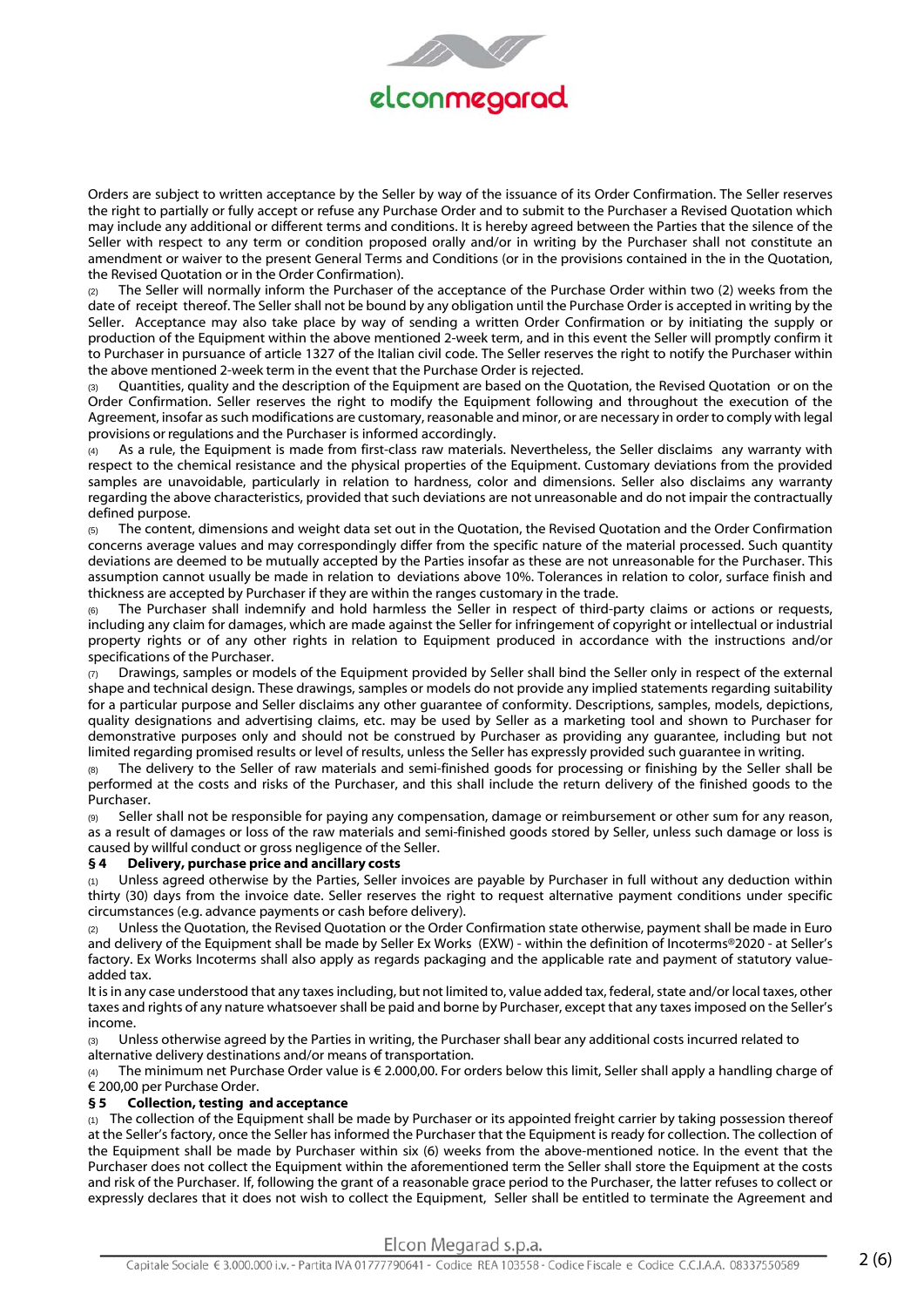Orders are subject to written acceptance by the Seller by way of the issuance of its Order Confirmation. The Seller reserves the right to partially or fully accept or refuse any Purchase Order and to submit to the Purchaser a Revised Quotation which may include any additional or different terms and conditions. It is hereby agreed between the Parties that the silence of the Seller with respect to any term or condition proposed orally and/or in writing by the Purchaser shall not constitute an amendment or waiver to the present General Terms and Conditions (or in the provisions contained in the in the Quotation, the Revised Quotation or in the Order Confirmation).

(2) The Seller will normally inform the Purchaser of the acceptance of the Purchase Order within two (2) weeks from the date of receipt thereof. The Seller shall not be bound by any obligation until the Purchase Order is accepted in writing by the Seller. Acceptance may also take place by way of sending a written Order Confirmation or by initiating the supply or production of the Equipment within the above mentioned 2-week term, and in this event the Seller will promptly confirm it to Purchaser in pursuance of article 1327 of the Italian civil code. The Seller reserves the right to notify the Purchaser within the above mentioned 2-week term in the event that the Purchase Order is rejected.

(3) Quantities, quality and the description of the Equipment are based on the Quotation, the Revised Quotation or on the Order Confirmation. Seller reserves the right to modify the Equipment following and throughout the execution of the Agreement, insofar as such modifications are customary, reasonable and minor, or are necessary in order to comply with legal provisions or regulations and the Purchaser is informed accordingly.

(4) As a rule, the Equipment is made from first-class raw materials. Nevertheless, the Seller disclaims any warranty with respect to the chemical resistance and the physical properties of the Equipment. Customary deviations from the provided samples are unavoidable, particularly in relation to hardness, color and dimensions. Seller also disclaims any warranty regarding the above characteristics, provided that such deviations are not unreasonable and do not impair the contractually defined purpose.

(5) The content, dimensions and weight data set out in the Quotation, the Revised Quotation and the Order Confirmation concerns average values and may correspondingly differ from the specific nature of the material processed. Such quantity deviations are deemed to be mutually accepted by the Parties insofar as these are not unreasonable for the Purchaser. This assumption cannot usually be made in relation to deviations above 10%. Tolerances in relation to color, surface finish and thickness are accepted by Purchaser if they are within the ranges customary in the trade.

(6) The Purchaser shall indemnify and hold harmless the Seller in respect of third-party claims or actions or requests, including any claim for damages, which are made against the Seller for infringement of copyright or intellectual or industrial property rights or of any other rights in relation to Equipment produced in accordance with the instructions and/or specifications of the Purchaser.

(7) Drawings, samples or models of the Equipment provided by Seller shall bind the Seller only in respect of the external shape and technical design. These drawings, samples or models do not provide any implied statements regarding suitability for a particular purpose and Seller disclaims any other guarantee of conformity. Descriptions, samples, models, depictions, quality designations and advertising claims, etc. may be used by Seller as a marketing tool and shown to Purchaser for demonstrative purposes only and should not be construed by Purchaser as providing any guarantee, including but not limited regarding promised results or level of results, unless the Seller has expressly provided such guarantee in writing.

(8) The delivery to the Seller of raw materials and semi-finished goods for processing or finishing by the Seller shall be performed at the costs and risks of the Purchaser, and this shall include the return delivery of the finished goods to the Purchaser.

(9) Seller shall not be responsible for paying any compensation, damage or reimbursement or other sum for any reason, as a result of damages or loss of the raw materials and semi-finished goods stored by Seller, unless such damage or loss is caused by willful conduct or gross negligence of the Seller.

## § 4 Delivery, purchase price and ancillary costs

(1) Unless agreed otherwise by the Parties, Seller invoices are payable by Purchaser in full without any deduction within thirty (30) days from the invoice date. Seller reserves the right to request alternative payment conditions under specific circumstances (e.g. advance payments or cash before delivery).

(2) Unless the Quotation, the Revised Quotation or the Order Confirmation state otherwise, payment shall be made in Euro and delivery of the Equipment shall be made by Seller Ex Works (EXW) - within the definition of Incoterms®2020 - at Seller's factory. Ex Works Incoterms shall also apply as regards packaging and the applicable rate and payment of statutory value-added tax.

It is in any case understood that any taxes including, but not limited to, value added tax, federal, state and/or local taxes, other taxes and rights of any nature whatsoever shall be paid and borne by Purchaser, except that any taxes imposed on the Seller's income.

(3) Unless otherwise agreed by the Parties in writing, the Purchaser shall bear any additional costs incurred related to alternative delivery destinations and/or means of transportation.

(4) The minimum net Purchase Order value is € 2.000,00. For orders below this limit, Seller shall apply a handling charge of € 200,00 per Purchase Order.

## § 5 Collection, testing and acceptance

(1) The collection of the Equipment shall be made by Purchaser or its appointed freight carrier by taking possession thereof at the Seller's factory, once the Seller has informed the Purchaser that the Equipment is ready for collection. The collection of the Equipment shall be made by Purchaser within six (6) weeks from the above-mentioned notice. In the event that the Purchaser does not collect the Equipment within the aforementioned term the Seller shall store the Equipment at the costs and risk of the Purchaser. If, following the grant of a reasonable grace period to the Purchaser, the latter refuses to collect or expressly declares that it does not wish to collect the Equipment, Seller shall be entitled to terminate the Agreement and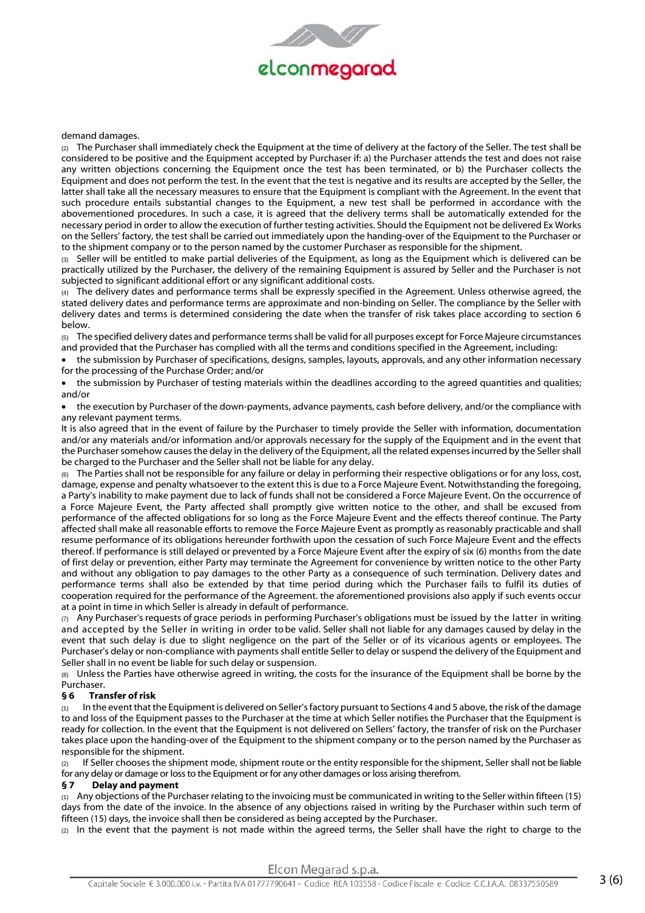demand damages.

(2) The Purchaser shall immediately check the Equipment at the time of delivery at the factory of the Seller. The test shall be considered to be positive and the Equipment accepted by Purchaser if: a) the Purchaser attends the test and does not raise any written objections concerning the Equipment once the test has been terminated, or b) the Purchaser collects the Equipment and does not perform the test. In the event that the test is negative and its results are accepted by the Seller, the latter shall take all the necessary measures to ensure that the Equipment is compliant with the Agreement. In the event that such procedure entails substantial changes to the Equipment, a new test shall be performed in accordance with the abovementioned procedures. In such a case, it is agreed that the delivery terms shall be automatically extended for the necessary period in order to allow the execution of further testing activities. Should the Equipment not be delivered Ex Works on the Sellers' factory, the test shall be carried out immediately upon the handing-over of the Equipment to the Purchaser or to the shipment company or to the person named by the customer Purchaser as responsible for the shipment.

(3) Seller will be entitled to make partial deliveries of the Equipment, as long as the Equipment which is delivered can be practically utilized by the Purchaser, the delivery of the remaining Equipment is assured by Seller and the Purchaser is not subjected to significant additional effort or any significant additional costs.

(4) The delivery dates and performance terms shall be expressly specified in the Agreement. Unless otherwise agreed, the stated delivery dates and performance terms are approximate and non-binding on Seller. The compliance by the Seller with delivery dates and terms is determined considering the date when the transfer of risk takes place according to section 6 below.

(5) The specified delivery dates and performance terms shall be valid for all purposes except for Force Majeure circumstances and provided that the Purchaser has complied with all the terms and conditions specified in the Agreement, including:

- the submission by Purchaser of specifications, designs, samples, layouts, approvals, and any other information necessary for the processing of the Purchase Order; and/or
- the submission by Purchaser of testing materials within the deadlines according to the agreed quantities and qualities; and/or
- the execution by Purchaser of the down-payments, advance payments, cash before delivery, and/or the compliance with any relevant payment terms.

It is also agreed that in the event of failure by the Purchaser to timely provide the Seller with information, documentation and/or any materials and/or information and/or approvals necessary for the supply of the Equipment and in the event that the Purchaser somehow causes the delay in the delivery of the Equipment, all the related expenses incurred by the Seller shall be charged to the Purchaser and the Seller shall not be liable for any delay.

(6) The Parties shall not be responsible for any failure or delay in performing their respective obligations or for any loss, cost, damage, expense and penalty whatsoever to the extent this is due to a Force Majeure Event. Notwithstanding the foregoing, a Party's inability to make payment due to lack of funds shall not be considered a Force Majeure Event. On the occurrence of a Force Majeure Event, the Party affected shall promptly give written notice to the other, and shall be excused from performance of the affected obligations for so long as the Force Majeure Event and the effects thereof continue. The Party affected shall make all reasonable efforts to remove the Force Majeure Event as promptly as reasonably practicable and shall resume performance of its obligations hereunder forthwith upon the cessation of such Force Majeure Event and the effects thereof. If performance is still delayed or prevented by a Force Majeure Event after the expiry of six (6) months from the date of first delay or prevention, either Party may terminate the Agreement for convenience by written notice to the other Party and without any obligation to pay damages to the other Party as a consequence of such termination. Delivery dates and performance terms shall also be extended by that time period during which the Purchaser fails to fulfil its duties of cooperation required for the performance of the Agreement. the aforementioned provisions also apply if such events occur at a point in time in which Seller is already in default of performance.

(7) Any Purchaser's requests of grace periods in performing Purchaser's obligations must be issued by the latter in writing and accepted by the Seller in writing in order to be valid. Seller shall not liable for any damages caused by delay in the event that such delay is due to slight negligence on the part of the Seller or of its vicarious agents or employees. The Purchaser's delay or non-compliance with payments shall entitle Seller to delay or suspend the delivery of the Equipment and Seller shall in no event be liable for such delay or suspension.

(8) Unless the Parties have otherwise agreed in writing, the costs for the insurance of the Equipment shall be borne by the Purchaser.

### § 6 Transfer of risk

(1) In the event that the Equipment is delivered on Seller's factory pursuant to Sections 4 and 5 above, the risk of the damage to and loss of the Equipment passes to the Purchaser at the time at which Seller notifies the Purchaser that the Equipment is ready for collection. In the event that the Equipment is not delivered on Sellers' factory, the transfer of risk on the Purchaser takes place upon the handing-over of the Equipment to the shipment company or to the person named by the Purchaser as responsible for the shipment.

(2) If Seller chooses the shipment mode, shipment route or the entity responsible for the shipment, Seller shall not be liable for any delay or damage or loss to the Equipment or for any other damages or loss arising therefrom.

### § 7 Delay and payment

(1) Any objections of the Purchaser relating to the invoicing must be communicated in writing to the Seller within fifteen (15) days from the date of the invoice. In the absence of any objections raised in writing by the Purchaser within such term of fifteen (15) days, the invoice shall then be considered as being accepted by the Purchaser.

(2) In the event that the payment is not made within the agreed terms, the Seller shall have the right to charge to the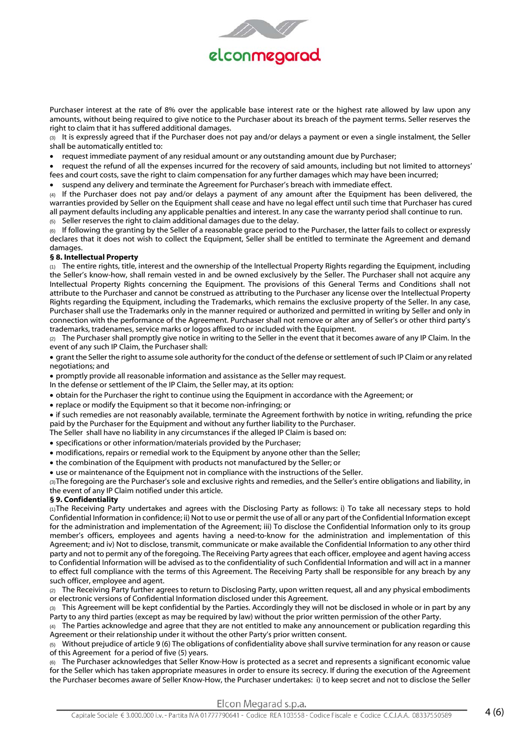Purchaser interest at the rate of 8% over the applicable base interest rate or the highest rate allowed by law upon any amounts, without being required to give notice to the Purchaser about its breach of the payment terms. Seller reserves the right to claim that it has suffered additional damages.

(3) It is expressly agreed that if the Purchaser does not pay and/or delays a payment or even a single instalment, the Seller shall be automatically entitled to:

- request immediate payment of any residual amount or any outstanding amount due by Purchaser;
- request the refund of all the expenses incurred for the recovery of said amounts, including but not limited to attorneys' fees and court costs, save the right to claim compensation for any further damages which may have been incurred;
- suspend any delivery and terminate the Agreement for Purchaser's breach with immediate effect.

(4) If the Purchaser does not pay and/or delays a payment of any amount after the Equipment has been delivered, the warranties provided by Seller on the Equipment shall cease and have no legal effect until such time that Purchaser has cured all payment defaults including any applicable penalties and interest. In any case the warranty period shall continue to run.

(5) Seller reserves the right to claim additional damages due to the delay.

(6) If following the granting by the Seller of a reasonable grace period to the Purchaser, the latter fails to collect or expressly declares that it does not wish to collect the Equipment, Seller shall be entitled to terminate the Agreement and demand damages.

**§ 8. Intellectual Property**

(1) The entire rights, title, interest and the ownership of the Intellectual Property Rights regarding the Equipment, including the Seller's know-how, shall remain vested in and be owned exclusively by the Seller. The Purchaser shall not acquire any Intellectual Property Rights concerning the Equipment. The provisions of this General Terms and Conditions shall not attribute to the Purchaser and cannot be construed as attributing to the Purchaser any license over the Intellectual Property Rights regarding the Equipment, including the Trademarks, which remains the exclusive property of the Seller. In any case, Purchaser shall use the Trademarks only in the manner required or authorized and permitted in writing by Seller and only in connection with the performance of the Agreement. Purchaser shall not remove or alter any of Seller's or other third party's trademarks, tradenames, service marks or logos affixed to or included with the Equipment.

(2) The Purchaser shall promptly give notice in writing to the Seller in the event that it becomes aware of any IP Claim. In the event of any such IP Claim, the Purchaser shall:

- grant the Seller the right to assume sole authority for the conduct of the defense or settlement of such IP Claim or any related negotiations; and
- promptly provide all reasonable information and assistance as the Seller may request.

In the defense or settlement of the IP Claim, the Seller may, at its option:

- obtain for the Purchaser the right to continue using the Equipment in accordance with the Agreement; or
- replace or modify the Equipment so that it become non-infringing; or
- if such remedies are not reasonably available, terminate the Agreement forthwith by notice in writing, refunding the price paid by the Purchaser for the Equipment and without any further liability to the Purchaser.

The Seller shall have no liability in any circumstances if the alleged IP Claim is based on:

- specifications or other information/materials provided by the Purchaser;
- modifications, repairs or remedial work to the Equipment by anyone other than the Seller;
- the combination of the Equipment with products not manufactured by the Seller; or
- use or maintenance of the Equipment not in compliance with the instructions of the Seller.

(3) The foregoing are the Purchaser's sole and exclusive rights and remedies, and the Seller's entire obligations and liability, in the event of any IP Claim notified under this article.

**§ 9. Confidentiality**

(1) The Receiving Party undertakes and agrees with the Disclosing Party as follows: i) To take all necessary steps to hold Confidential Information in confidence; ii) Not to use or permit the use of all or any part of the Confidential Information except for the administration and implementation of the Agreement; iii) To disclose the Confidential Information only to its group member's officers, employees and agents having a need-to-know for the administration and implementation of this Agreement; and iv) Not to disclose, transmit, communicate or make available the Confidential Information to any other third party and not to permit any of the foregoing. The Receiving Party agrees that each officer, employee and agent having access to Confidential Information will be advised as to the confidentiality of such Confidential Information and will act in a manner to effect full compliance with the terms of this Agreement. The Receiving Party shall be responsible for any breach by any such officer, employee and agent.

(2) The Receiving Party further agrees to return to Disclosing Party, upon written request, all and any physical embodiments or electronic versions of Confidential Information disclosed under this Agreement.

(3) This Agreement will be kept confidential by the Parties. Accordingly they will not be disclosed in whole or in part by any Party to any third parties (except as may be required by law) without the prior written permission of the other Party.

(4) The Parties acknowledge and agree that they are not entitled to make any announcement or publication regarding this Agreement or their relationship under it without the other Party's prior written consent.

(5) Without prejudice of article 9 (6) The obligations of confidentiality above shall survive termination for any reason or cause of this Agreement for a period of five (5) years.

(6) The Purchaser acknowledges that Seller Know-How is protected as a secret and represents a significant economic value for the Seller which has taken appropriate measures in order to ensure its secrecy. If during the execution of the Agreement the Purchaser becomes aware of Seller Know-How, the Purchaser undertakes: i) to keep secret and not to disclose the Seller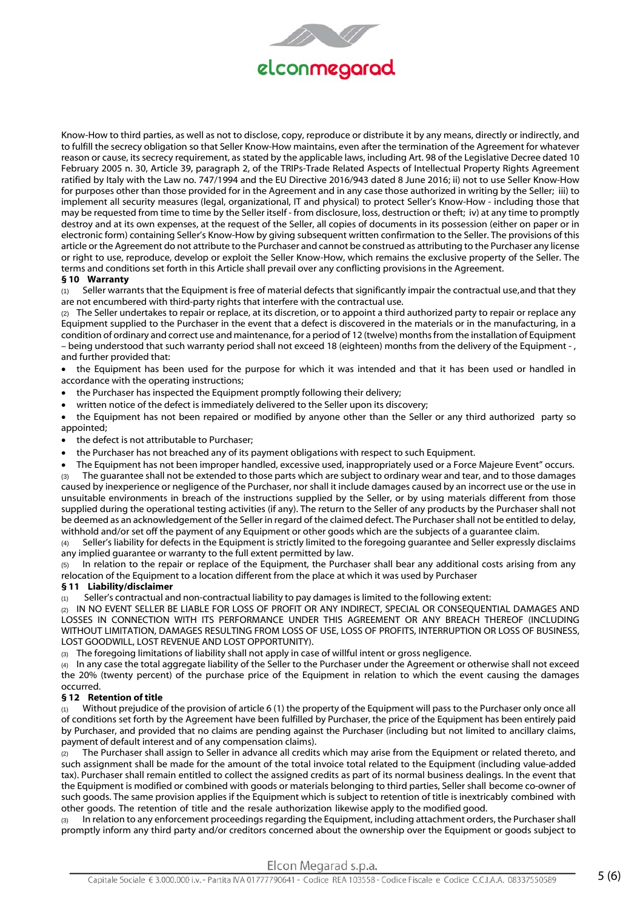Know-How to third parties, as well as not to disclose, copy, reproduce or distribute it by any means, directly or indirectly, and to fulfill the secrecy obligation so that Seller Know-How maintains, even after the termination of the Agreement for whatever reason or cause, its secrecy requirement, as stated by the applicable laws, including Art. 98 of the Legislative Decree dated 10 February 2005 n. 30, Article 39, paragraph 2, of the TRIPs-Trade Related Aspects of Intellectual Property Rights Agreement ratified by Italy with the Law no. 747/1994 and the EU Directive 2016/943 dated 8 June 2016; ii) not to use Seller Know-How for purposes other than those provided for in the Agreement and in any case those authorized in writing by the Seller; iii) to implement all security measures (legal, organizational, IT and physical) to protect Seller's Know-How - including those that may be requested from time to time by the Seller itself - from disclosure, loss, destruction or theft; iv) at any time to promptly destroy and at its own expenses, at the request of the Seller, all copies of documents in its possession (either on paper or in electronic form) containing Seller's Know-How by giving subsequent written confirmation to the Seller. The provisions of this article or the Agreement do not attribute to the Purchaser and cannot be construed as attributing to the Purchaser any license or right to use, reproduce, develop or exploit the Seller Know-How, which remains the exclusive property of the Seller. The terms and conditions set forth in this Article shall prevail over any conflicting provisions in the Agreement.

**§ 10 Warranty**

(1) Seller warrants that the Equipment is free of material defects that significantly impair the contractual use,and that they are not encumbered with third-party rights that interfere with the contractual use.

(2) The Seller undertakes to repair or replace, at its discretion, or to appoint a third authorized party to repair or replace any Equipment supplied to the Purchaser in the event that a defect is discovered in the materials or in the manufacturing, in a condition of ordinary and correct use and maintenance, for a period of 12 (twelve) months from the installation of Equipment – being understood that such warranty period shall not exceed 18 (eighteen) months from the delivery of the Equipment - , and further provided that:

- the Equipment has been used for the purpose for which it was intended and that it has been used or handled in accordance with the operating instructions;
- the Purchaser has inspected the Equipment promptly following their delivery;
- written notice of the defect is immediately delivered to the Seller upon its discovery;
- the Equipment has not been repaired or modified by anyone other than the Seller or any third authorized party so appointed;
- the defect is not attributable to Purchaser;
- the Purchaser has not breached any of its payment obligations with respect to such Equipment.
- The Equipment has not been improper handled, excessive used, inappropriately used or a Force Majeure Event" occurs.

(3) The guarantee shall not be extended to those parts which are subject to ordinary wear and tear, and to those damages caused by inexperience or negligence of the Purchaser, nor shall it include damages caused by an incorrect use or the use in unsuitable environments in breach of the instructions supplied by the Seller, or by using materials different from those supplied during the operational testing activities (if any). The return to the Seller of any products by the Purchaser shall not be deemed as an acknowledgement of the Seller in regard of the claimed defect. The Purchaser shall not be entitled to delay, withhold and/or set off the payment of any Equipment or other goods which are the subjects of a guarantee claim.

(4) Seller's liability for defects in the Equipment is strictly limited to the foregoing guarantee and Seller expressly disclaims any implied guarantee or warranty to the full extent permitted by law.

(5) In relation to the repair or replace of the Equipment, the Purchaser shall bear any additional costs arising from any relocation of the Equipment to a location different from the place at which it was used by Purchaser

**§ 11 Liability/disclaimer**

(1) Seller's contractual and non-contractual liability to pay damages is limited to the following extent:

(2) IN NO EVENT SELLER BE LIABLE FOR LOSS OF PROFIT OR ANY INDIRECT, SPECIAL OR CONSEQUENTIAL DAMAGES AND LOSSES IN CONNECTION WITH ITS PERFORMANCE UNDER THIS AGREEMENT OR ANY BREACH THEREOF (INCLUDING WITHOUT LIMITATION, DAMAGES RESULTING FROM LOSS OF USE, LOSS OF PROFITS, INTERRUPTION OR LOSS OF BUSINESS, LOST GOODWILL, LOST REVENUE AND LOST OPPORTUNITY).

(3) The foregoing limitations of liability shall not apply in case of willful intent or gross negligence.

(4) In any case the total aggregate liability of the Seller to the Purchaser under the Agreement or otherwise shall not exceed the 20% (twenty percent) of the purchase price of the Equipment in relation to which the event causing the damages occurred.

**§ 12 Retention of title**

(1) Without prejudice of the provision of article 6 (1) the property of the Equipment will pass to the Purchaser only once all of conditions set forth by the Agreement have been fulfilled by Purchaser, the price of the Equipment has been entirely paid by Purchaser, and provided that no claims are pending against the Purchaser (including but not limited to ancillary claims, payment of default interest and of any compensation claims).

(2) The Purchaser shall assign to Seller in advance all credits which may arise from the Equipment or related thereto, and such assignment shall be made for the amount of the total invoice total related to the Equipment (including value-added tax). Purchaser shall remain entitled to collect the assigned credits as part of its normal business dealings. In the event that the Equipment is modified or combined with goods or materials belonging to third parties, Seller shall become co-owner of such goods. The same provision applies if the Equipment which is subject to retention of title is inextricably combined with other goods. The retention of title and the resale authorization likewise apply to the modified good.

(3) In relation to any enforcement proceedings regarding the Equipment, including attachment orders, the Purchaser shall promptly inform any third party and/or creditors concerned about the ownership over the Equipment or goods subject to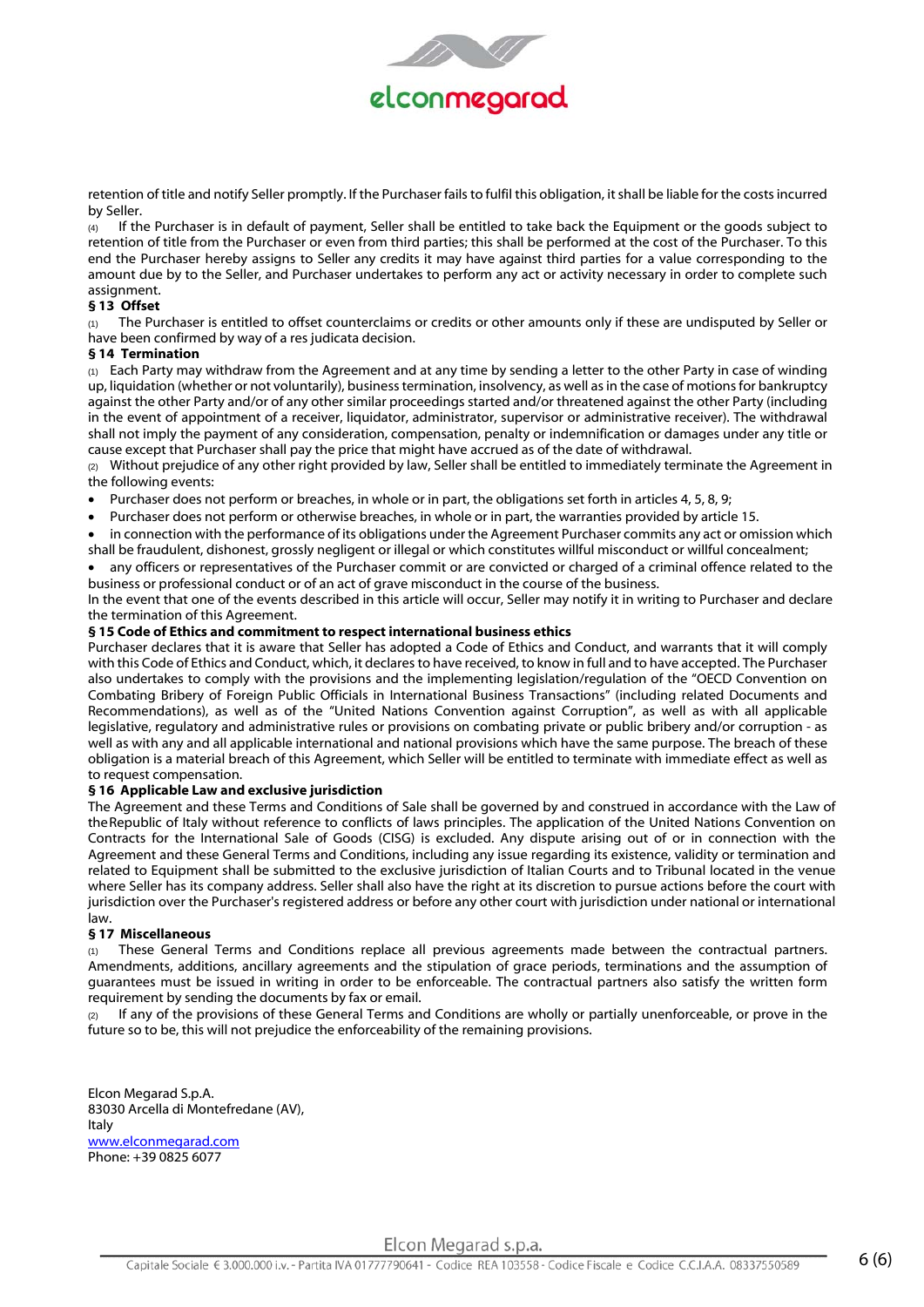retention of title and notify Seller promptly. If the Purchaser fails to fulfil this obligation, it shall be liable for the costs incurred by Seller.

(4) If the Purchaser is in default of payment, Seller shall be entitled to take back the Equipment or the goods subject to retention of title from the Purchaser or even from third parties; this shall be performed at the cost of the Purchaser. To this end the Purchaser hereby assigns to Seller any credits it may have against third parties for a value corresponding to the amount due by to the Seller, and Purchaser undertakes to perform any act or activity necessary in order to complete such assignment.

**§ 13 Offset**

(1) The Purchaser is entitled to offset counterclaims or credits or other amounts only if these are undisputed by Seller or have been confirmed by way of a res judicata decision.

**§ 14 Termination**

(1) Each Party may withdraw from the Agreement and at any time by sending a letter to the other Party in case of winding up, liquidation (whether or not voluntarily), business termination, insolvency, as well as in the case of motions for bankruptcy against the other Party and/or of any other similar proceedings started and/or threatened against the other Party (including in the event of appointment of a receiver, liquidator, administrator, supervisor or administrative receiver). The withdrawal shall not imply the payment of any consideration, compensation, penalty or indemnification or damages under any title or cause except that Purchaser shall pay the price that might have accrued as of the date of withdrawal.

(2) Without prejudice of any other right provided by law, Seller shall be entitled to immediately terminate the Agreement in the following events:

- Purchaser does not perform or breaches, in whole or in part, the obligations set forth in articles 4, 5, 8, 9;
- Purchaser does not perform or otherwise breaches, in whole or in part, the warranties provided by article 15.
- in connection with the performance of its obligations under the Agreement Purchaser commits any act or omission which shall be fraudulent, dishonest, grossly negligent or illegal or which constitutes willful misconduct or willful concealment;
- any officers or representatives of the Purchaser commit or are convicted or charged of a criminal offence related to the business or professional conduct or of an act of grave misconduct in the course of the business.

In the event that one of the events described in this article will occur, Seller may notify it in writing to Purchaser and declare the termination of this Agreement.

**§ 15 Code of Ethics and commitment to respect international business ethics**

Purchaser declares that it is aware that Seller has adopted a Code of Ethics and Conduct, and warrants that it will comply with this Code of Ethics and Conduct, which, it declares to have received, to know in full and to have accepted. The Purchaser also undertakes to comply with the provisions and the implementing legislation/regulation of the "OECD Convention on Combating Bribery of Foreign Public Officials in International Business Transactions" (including related Documents and Recommendations), as well as of the "United Nations Convention against Corruption", as well as with all applicable legislative, regulatory and administrative rules or provisions on combating private or public bribery and/or corruption - as well as with any and all applicable international and national provisions which have the same purpose. The breach of these obligation is a material breach of this Agreement, which Seller will be entitled to terminate with immediate effect as well as to request compensation.

**§ 16 Applicable Law and exclusive jurisdiction**

The Agreement and these Terms and Conditions of Sale shall be governed by and construed in accordance with the Law of the Republic of Italy without reference to conflicts of laws principles. The application of the United Nations Convention on Contracts for the International Sale of Goods (CISG) is excluded. Any dispute arising out of or in connection with the Agreement and these General Terms and Conditions, including any issue regarding its existence, validity or termination and related to Equipment shall be submitted to the exclusive jurisdiction of Italian Courts and to Tribunal located in the venue where Seller has its company address. Seller shall also have the right at its discretion to pursue actions before the court with jurisdiction over the Purchaser's registered address or before any other court with jurisdiction under national or international law.

**§ 17 Miscellaneous**

(1) These General Terms and Conditions replace all previous agreements made between the contractual partners. Amendments, additions, ancillary agreements and the stipulation of grace periods, terminations and the assumption of guarantees must be issued in writing in order to be enforceable. The contractual partners also satisfy the written form requirement by sending the documents by fax or email.

(2) If any of the provisions of these General Terms and Conditions are wholly or partially unenforceable, or prove in the future so to be, this will not prejudice the enforceability of the remaining provisions.

Elcon Megarad S.p.A.
83030 Arcella di Montefredane (AV),
Italy
www.elconmegarad.com
Phone: +39 0825 6077